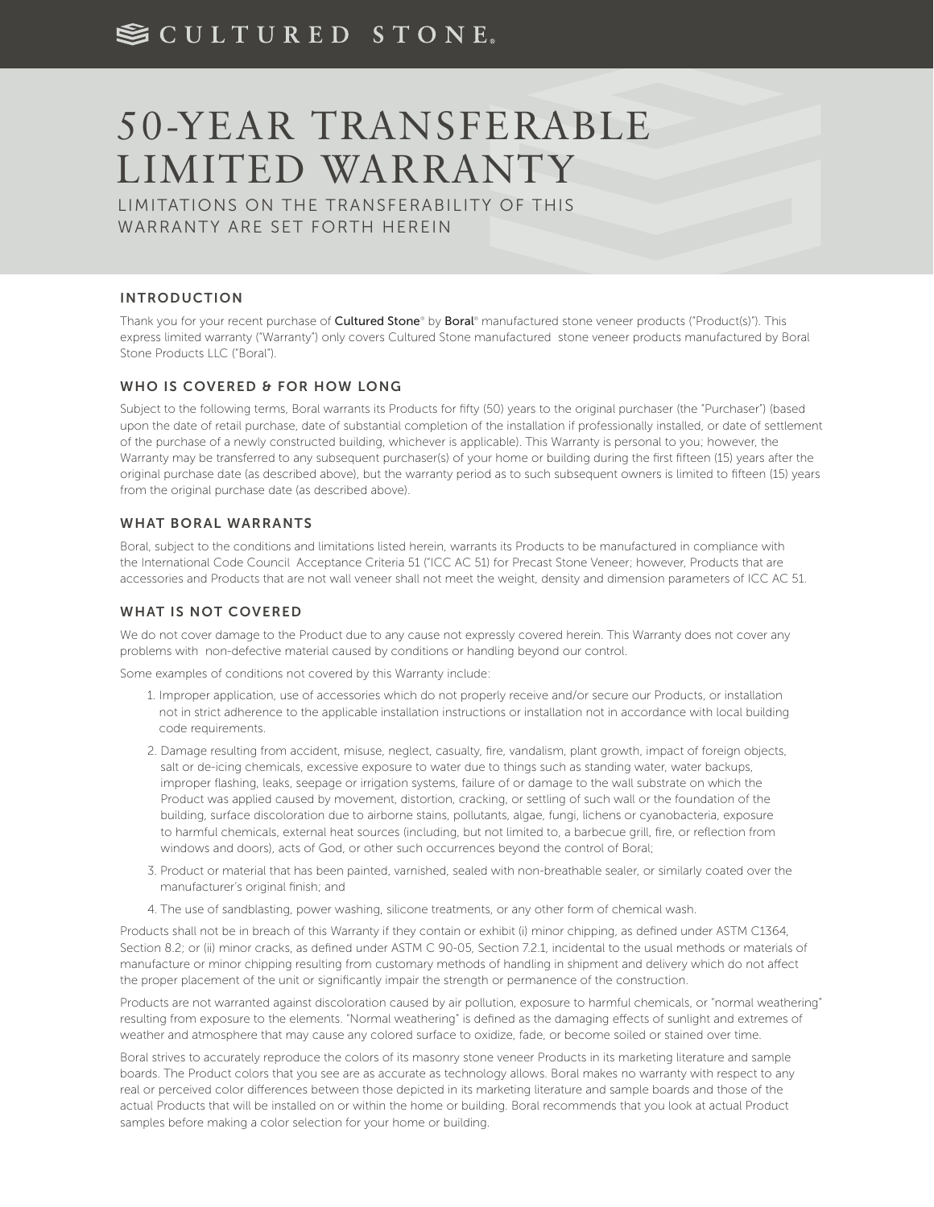CULTURED STONE®

# 50-YEAR TRANSFERABLE LIMITED WARRANTY

LIMITATIONS ON THE TRANSFERABILITY OF THIS WARRANTY ARE SET FORTH HEREIN

## INTRODUCTION

Thank you for your recent purchase of **Cultured Stone®** by **Boral®** manufactured stone veneer products ("Product(s)"). This express limited warranty ("Warranty") only covers Cultured Stone manufactured stone veneer products manufactured by Boral Stone Products LLC ("Boral").

## WHO IS COVERED & FOR HOW LONG

Subject to the following terms, Boral warrants its Products for fifty (50) years to the original purchaser (the "Purchaser") (based upon the date of retail purchase, date of substantial completion of the installation if professionally installed, or date of settlement of the purchase of a newly constructed building, whichever is applicable). This Warranty is personal to you; however, the Warranty may be transferred to any subsequent purchaser(s) of your home or building during the first fifteen (15) years after the original purchase date (as described above), but the warranty period as to such subsequent owners is limited to fifteen (15) years from the original purchase date (as described above).

## WHAT BORAL WARRANTS

Boral, subject to the conditions and limitations listed herein, warrants its Products to be manufactured in compliance with the International Code Council Acceptance Criteria 51 ("ICC AC 51) for Precast Stone Veneer; however, Products that are accessories and Products that are not wall veneer shall not meet the weight, density and dimension parameters of ICC AC 51.

## WHAT IS NOT COVERED

We do not cover damage to the Product due to any cause not expressly covered herein. This Warranty does not cover any problems with non-defective material caused by conditions or handling beyond our control.

Some examples of conditions not covered by this Warranty include:

1. Improper application, use of accessories which do not properly receive and/or secure our Products, or installation not in strict adherence to the applicable installation instructions or installation not in accordance with local building code requirements.
2. Damage resulting from accident, misuse, neglect, casualty, fire, vandalism, plant growth, impact of foreign objects, salt or de-icing chemicals, excessive exposure to water due to things such as standing water, water backups, improper flashing, leaks, seepage or irrigation systems, failure of or damage to the wall substrate on which the Product was applied caused by movement, distortion, cracking, or settling of such wall or the foundation of the building, surface discoloration due to airborne stains, pollutants, algae, fungi, lichens or cyanobacteria, exposure to harmful chemicals, external heat sources (including, but not limited to, a barbecue grill, fire, or reflection from windows and doors), acts of God, or other such occurrences beyond the control of Boral;
3. Product or material that has been painted, varnished, sealed with non-breathable sealer, or similarly coated over the manufacturer's original finish; and
4. The use of sandblasting, power washing, silicone treatments, or any other form of chemical wash.

Products shall not be in breach of this Warranty if they contain or exhibit (i) minor chipping, as defined under ASTM C1364, Section 8.2; or (ii) minor cracks, as defined under ASTM C 90-05, Section 7.2.1, incidental to the usual methods or materials of manufacture or minor chipping resulting from customary methods of handling in shipment and delivery which do not affect the proper placement of the unit or significantly impair the strength or permanence of the construction.

Products are not warranted against discoloration caused by air pollution, exposure to harmful chemicals, or "normal weathering" resulting from exposure to the elements. "Normal weathering" is defined as the damaging effects of sunlight and extremes of weather and atmosphere that may cause any colored surface to oxidize, fade, or become soiled or stained over time.

Boral strives to accurately reproduce the colors of its masonry stone veneer Products in its marketing literature and sample boards. The Product colors that you see are as accurate as technology allows. Boral makes no warranty with respect to any real or perceived color differences between those depicted in its marketing literature and sample boards and those of the actual Products that will be installed on or within the home or building. Boral recommends that you look at actual Product samples before making a color selection for your home or building.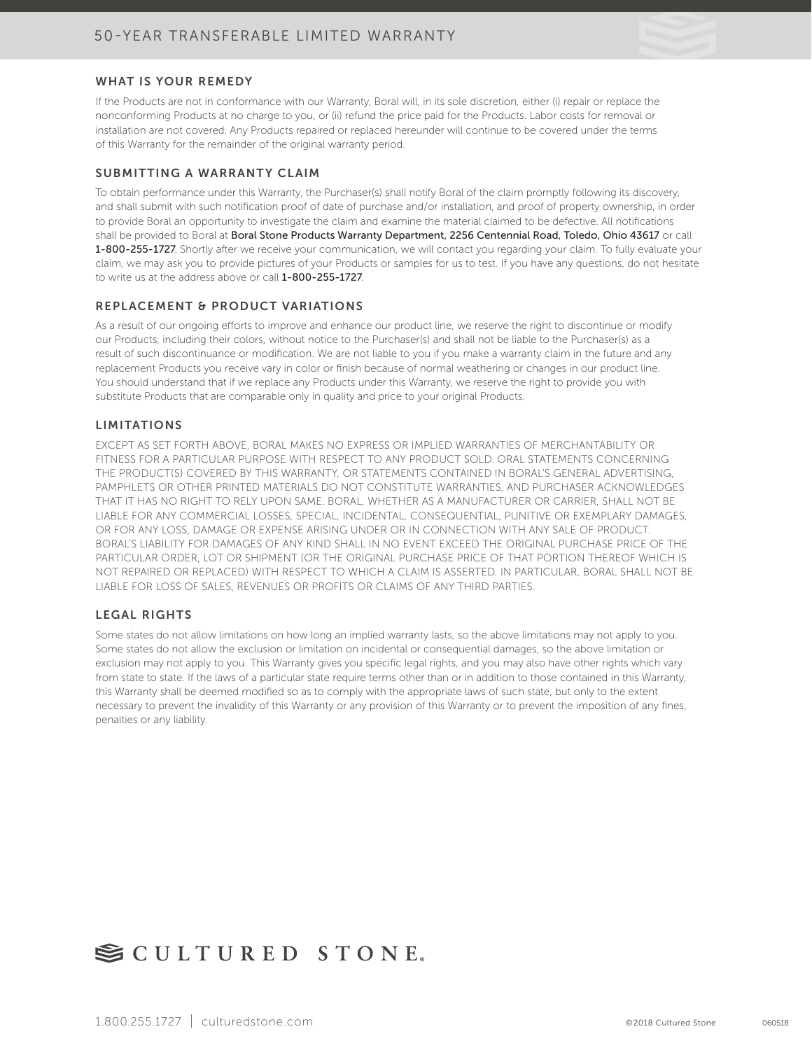## WHAT IS YOUR REMEDY

If the Products are not in conformance with our Warranty, Boral will, in its sole discretion, either (i) repair or replace the nonconforming Products at no charge to you, or (ii) refund the price paid for the Products. Labor costs for removal or installation are not covered. Any Products repaired or replaced hereunder will continue to be covered under the terms of this Warranty for the remainder of the original warranty period.

## SUBMITTING A WARRANTY CLAIM

To obtain performance under this Warranty, the Purchaser(s) shall notify Boral of the claim promptly following its discovery, and shall submit with such notification proof of date of purchase and/or installation, and proof of property ownership, in order to provide Boral an opportunity to investigate the claim and examine the material claimed to be defective. All notifications shall be provided to Boral at **Boral Stone Products Warranty Department, 2256 Centennial Road, Toledo, Ohio 43617** or call **1-800-255-1727**. Shortly after we receive your communication, we will contact you regarding your claim. To fully evaluate your claim, we may ask you to provide pictures of your Products or samples for us to test. If you have any questions, do not hesitate to write us at the address above or call **1-800-255-1727**.

## REPLACEMENT & PRODUCT VARIATIONS

As a result of our ongoing efforts to improve and enhance our product line, we reserve the right to discontinue or modify our Products, including their colors, without notice to the Purchaser(s) and shall not be liable to the Purchaser(s) as a result of such discontinuance or modification. We are not liable to you if you make a warranty claim in the future and any replacement Products you receive vary in color or finish because of normal weathering or changes in our product line. You should understand that if we replace any Products under this Warranty, we reserve the right to provide you with substitute Products that are comparable only in quality and price to your original Products.

## LIMITATIONS

EXCEPT AS SET FORTH ABOVE, BORAL MAKES NO EXPRESS OR IMPLIED WARRANTIES OF MERCHANTABILITY OR FITNESS FOR A PARTICULAR PURPOSE WITH RESPECT TO ANY PRODUCT SOLD. ORAL STATEMENTS CONCERNING THE PRODUCT(S) COVERED BY THIS WARRANTY, OR STATEMENTS CONTAINED IN BORAL'S GENERAL ADVERTISING, PAMPHLETS OR OTHER PRINTED MATERIALS DO NOT CONSTITUTE WARRANTIES, AND PURCHASER ACKNOWLEDGES THAT IT HAS NO RIGHT TO RELY UPON SAME. BORAL, WHETHER AS A MANUFACTURER OR CARRIER, SHALL NOT BE LIABLE FOR ANY COMMERCIAL LOSSES, SPECIAL, INCIDENTAL, CONSEQUENTIAL, PUNITIVE OR EXEMPLARY DAMAGES, OR FOR ANY LOSS, DAMAGE OR EXPENSE ARISING UNDER OR IN CONNECTION WITH ANY SALE OF PRODUCT. BORAL'S LIABILITY FOR DAMAGES OF ANY KIND SHALL IN NO EVENT EXCEED THE ORIGINAL PURCHASE PRICE OF THE PARTICULAR ORDER, LOT OR SHIPMENT (OR THE ORIGINAL PURCHASE PRICE OF THAT PORTION THEREOF WHICH IS NOT REPAIRED OR REPLACED) WITH RESPECT TO WHICH A CLAIM IS ASSERTED. IN PARTICULAR, BORAL SHALL NOT BE LIABLE FOR LOSS OF SALES, REVENUES OR PROFITS OR CLAIMS OF ANY THIRD PARTIES.

## LEGAL RIGHTS

Some states do not allow limitations on how long an implied warranty lasts, so the above limitations may not apply to you. Some states do not allow the exclusion or limitation on incidental or consequential damages, so the above limitation or exclusion may not apply to you. This Warranty gives you specific legal rights, and you may also have other rights which vary from state to state. If the laws of a particular state require terms other than or in addition to those contained in this Warranty, this Warranty shall be deemed modified so as to comply with the appropriate laws of such state, but only to the extent necessary to prevent the invalidity of this Warranty or any provision of this Warranty or to prevent the imposition of any fines, penalties or any liability.

CULTURED STONE®

1.800.255.1727 | culturedstone.com

©2018 Cultured Stone 060518